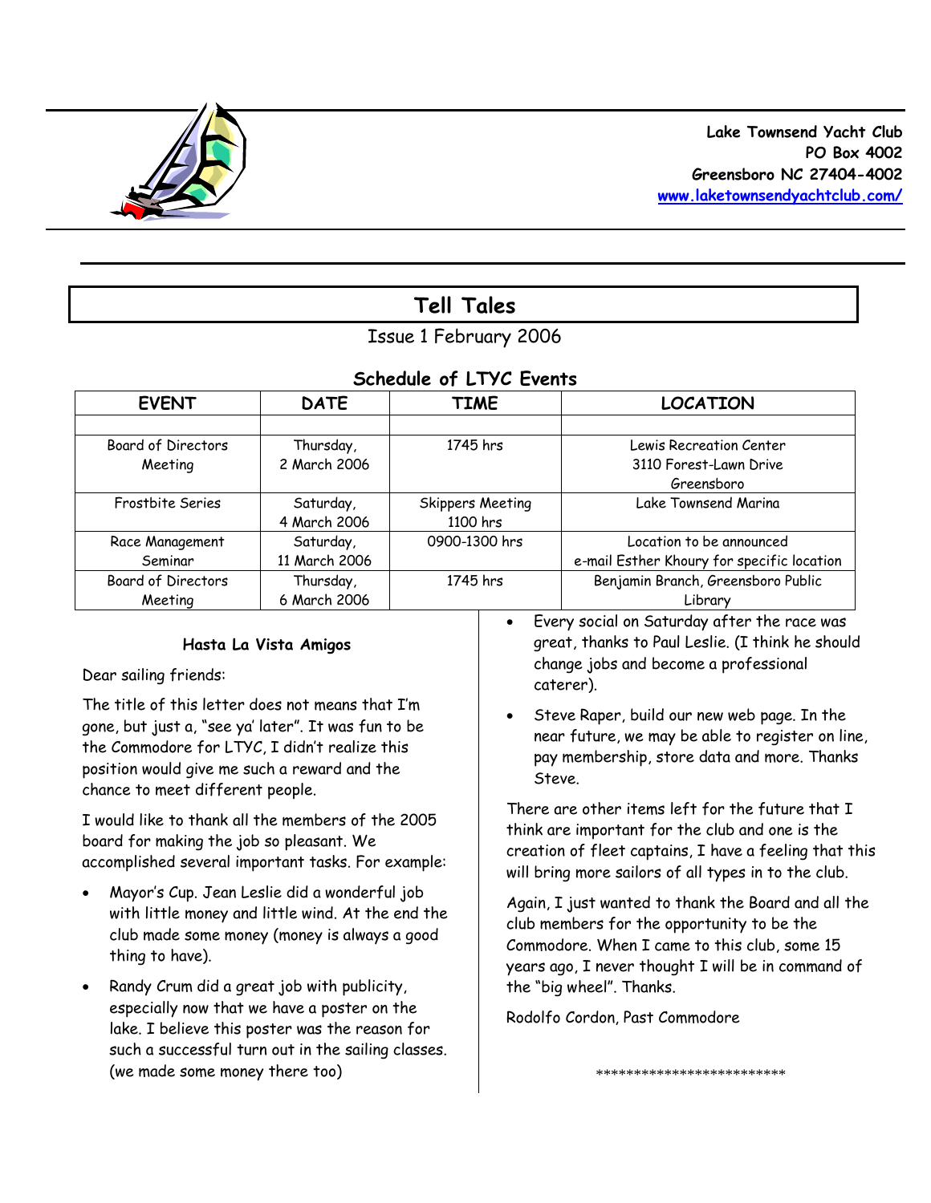**Lake Townsend Yacht Club**
**PO Box 4002**
**Greensboro NC 27404-4002**
**www.laketownsendyachtclub.com/**

# Tell Tales

Issue 1 February 2006

## Schedule of LTYC Events

| EVENT | DATE | TIME | LOCATION |
|---|---|---|---|
| | | | |
| Board of Directors Meeting | Thursday, 2 March 2006 | 1745 hrs | Lewis Recreation Center 3110 Forest-Lawn Drive Greensboro |
| Frostbite Series | Saturday, 4 March 2006 | Skippers Meeting 1100 hrs | Lake Townsend Marina |
| Race Management Seminar | Saturday, 11 March 2006 | 0900-1300 hrs | Location to be announced e-mail Esther Khoury for specific location |
| Board of Directors Meeting | Thursday, 6 March 2006 | 1745 hrs | Benjamin Branch, Greensboro Public Library |

### Hasta La Vista Amigos

Dear sailing friends:

The title of this letter does not means that I'm gone, but just a, "see ya' later". It was fun to be the Commodore for LTYC, I didn't realize this position would give me such a reward and the chance to meet different people.

I would like to thank all the members of the 2005 board for making the job so pleasant. We accomplished several important tasks. For example:

- Mayor's Cup. Jean Leslie did a wonderful job with little money and little wind. At the end the club made some money (money is always a good thing to have).
- Randy Crum did a great job with publicity, especially now that we have a poster on the lake. I believe this poster was the reason for such a successful turn out in the sailing classes. (we made some money there too)
- Every social on Saturday after the race was great, thanks to Paul Leslie. (I think he should change jobs and become a professional caterer).
- Steve Raper, build our new web page. In the near future, we may be able to register on line, pay membership, store data and more. Thanks Steve.

There are other items left for the future that I think are important for the club and one is the creation of fleet captains, I have a feeling that this will bring more sailors of all types in to the club.

Again, I just wanted to thank the Board and all the club members for the opportunity to be the Commodore. When I came to this club, some 15 years ago, I never thought I will be in command of the "big wheel". Thanks.

Rodolfo Cordon, Past Commodore

*************************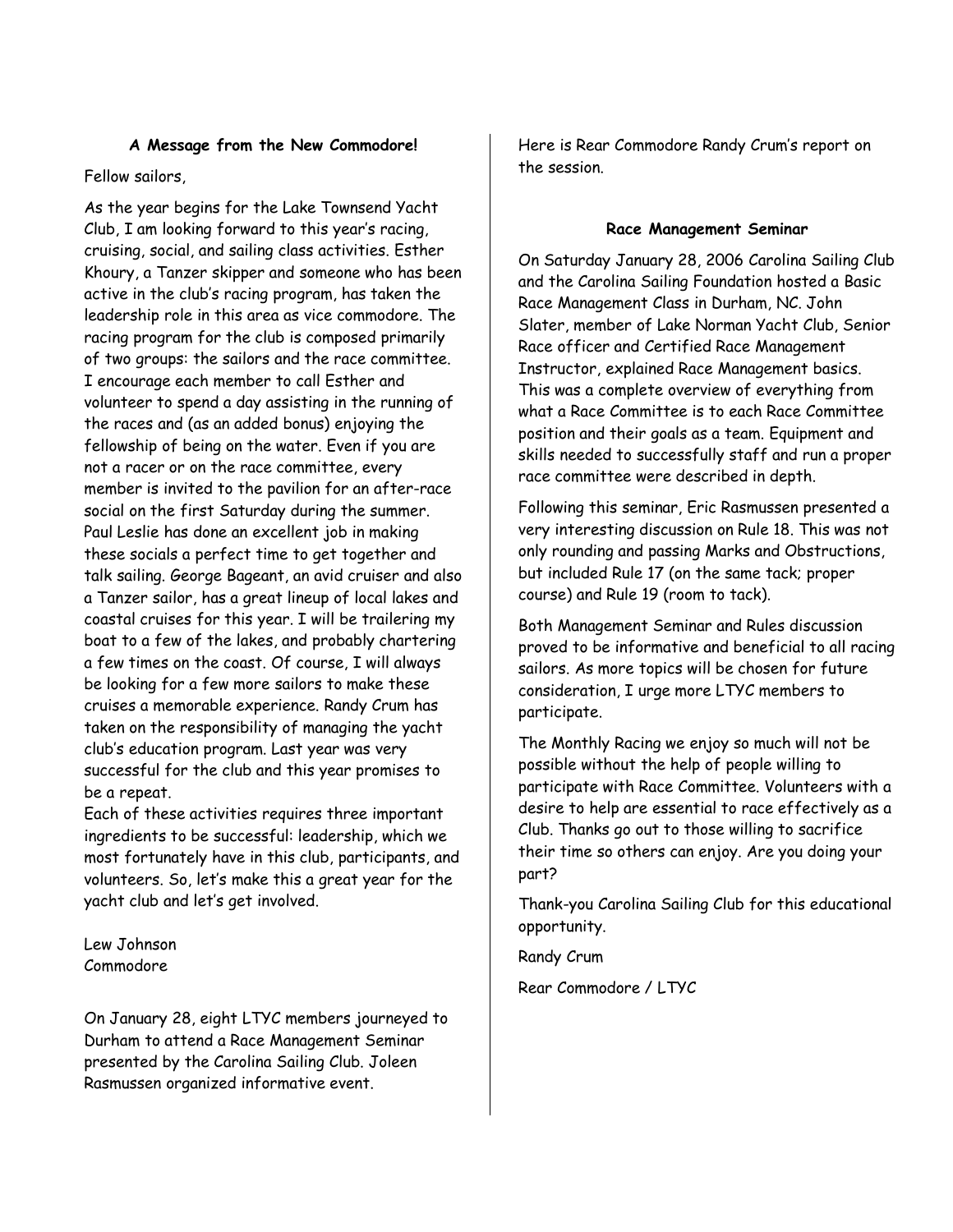### A Message from the New Commodore!

Fellow sailors,

As the year begins for the Lake Townsend Yacht Club, I am looking forward to this year's racing, cruising, social, and sailing class activities. Esther Khoury, a Tanzer skipper and someone who has been active in the club's racing program, has taken the leadership role in this area as vice commodore. The racing program for the club is composed primarily of two groups: the sailors and the race committee. I encourage each member to call Esther and volunteer to spend a day assisting in the running of the races and (as an added bonus) enjoying the fellowship of being on the water. Even if you are not a racer or on the race committee, every member is invited to the pavilion for an after-race social on the first Saturday during the summer. Paul Leslie has done an excellent job in making these socials a perfect time to get together and talk sailing. George Bageant, an avid cruiser and also a Tanzer sailor, has a great lineup of local lakes and coastal cruises for this year. I will be trailering my boat to a few of the lakes, and probably chartering a few times on the coast. Of course, I will always be looking for a few more sailors to make these cruises a memorable experience. Randy Crum has taken on the responsibility of managing the yacht club's education program. Last year was very successful for the club and this year promises to be a repeat.

Each of these activities requires three important ingredients to be successful: leadership, which we most fortunately have in this club, participants, and volunteers. So, let's make this a great year for the yacht club and let's get involved.

Lew Johnson
Commodore

On January 28, eight LTYC members journeyed to Durham to attend a Race Management Seminar presented by the Carolina Sailing Club. Joleen Rasmussen organized informative event.

Here is Rear Commodore Randy Crum's report on the session.

### Race Management Seminar

On Saturday January 28, 2006 Carolina Sailing Club and the Carolina Sailing Foundation hosted a Basic Race Management Class in Durham, NC. John Slater, member of Lake Norman Yacht Club, Senior Race officer and Certified Race Management Instructor, explained Race Management basics. This was a complete overview of everything from what a Race Committee is to each Race Committee position and their goals as a team. Equipment and skills needed to successfully staff and run a proper race committee were described in depth.

Following this seminar, Eric Rasmussen presented a very interesting discussion on Rule 18. This was not only rounding and passing Marks and Obstructions, but included Rule 17 (on the same tack; proper course) and Rule 19 (room to tack).

Both Management Seminar and Rules discussion proved to be informative and beneficial to all racing sailors. As more topics will be chosen for future consideration, I urge more LTYC members to participate.

The Monthly Racing we enjoy so much will not be possible without the help of people willing to participate with Race Committee. Volunteers with a desire to help are essential to race effectively as a Club. Thanks go out to those willing to sacrifice their time so others can enjoy. Are you doing your part?

Thank-you Carolina Sailing Club for this educational opportunity.

Randy Crum

Rear Commodore / LTYC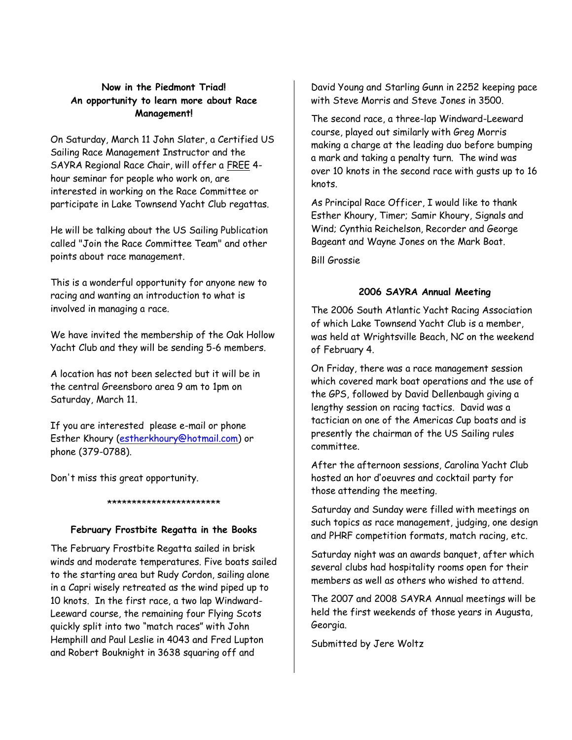**Now in the Piedmont Triad!**
**An opportunity to learn more about Race Management!**

On Saturday, March 11 John Slater, a Certified US Sailing Race Management Instructor and the SAYRA Regional Race Chair, will offer a FREE 4-hour seminar for people who work on, are interested in working on the Race Committee or participate in Lake Townsend Yacht Club regattas.

He will be talking about the US Sailing Publication called "Join the Race Committee Team" and other points about race management.

This is a wonderful opportunity for anyone new to racing and wanting an introduction to what is involved in managing a race.

We have invited the membership of the Oak Hollow Yacht Club and they will be sending 5-6 members.

A location has not been selected but it will be in the central Greensboro area 9 am to 1pm on Saturday, March 11.

If you are interested please e-mail or phone Esther Khoury (estherkhoury@hotmail.com) or phone (379-0788).

Don't miss this great opportunity.

************************

**February Frostbite Regatta in the Books**

The February Frostbite Regatta sailed in brisk winds and moderate temperatures. Five boats sailed to the starting area but Rudy Cordon, sailing alone in a Capri wisely retreated as the wind piped up to 10 knots. In the first race, a two lap Windward-Leeward course, the remaining four Flying Scots quickly split into two "match races" with John Hemphill and Paul Leslie in 4043 and Fred Lupton and Robert Bouknight in 3638 squaring off and David Young and Starling Gunn in 2252 keeping pace with Steve Morris and Steve Jones in 3500.

The second race, a three-lap Windward-Leeward course, played out similarly with Greg Morris making a charge at the leading duo before bumping a mark and taking a penalty turn. The wind was over 10 knots in the second race with gusts up to 16 knots.

As Principal Race Officer, I would like to thank Esther Khoury, Timer; Samir Khoury, Signals and Wind; Cynthia Reichelson, Recorder and George Bageant and Wayne Jones on the Mark Boat.

Bill Grossie

**2006 SAYRA Annual Meeting**

The 2006 South Atlantic Yacht Racing Association of which Lake Townsend Yacht Club is a member, was held at Wrightsville Beach, NC on the weekend of February 4.

On Friday, there was a race management session which covered mark boat operations and the use of the GPS, followed by David Dellenbaugh giving a lengthy session on racing tactics. David was a tactician on one of the Americas Cup boats and is presently the chairman of the US Sailing rules committee.

After the afternoon sessions, Carolina Yacht Club hosted an hor d'oeuvres and cocktail party for those attending the meeting.

Saturday and Sunday were filled with meetings on such topics as race management, judging, one design and PHRF competition formats, match racing, etc.

Saturday night was an awards banquet, after which several clubs had hospitality rooms open for their members as well as others who wished to attend.

The 2007 and 2008 SAYRA Annual meetings will be held the first weekends of those years in Augusta, Georgia.

Submitted by Jere Woltz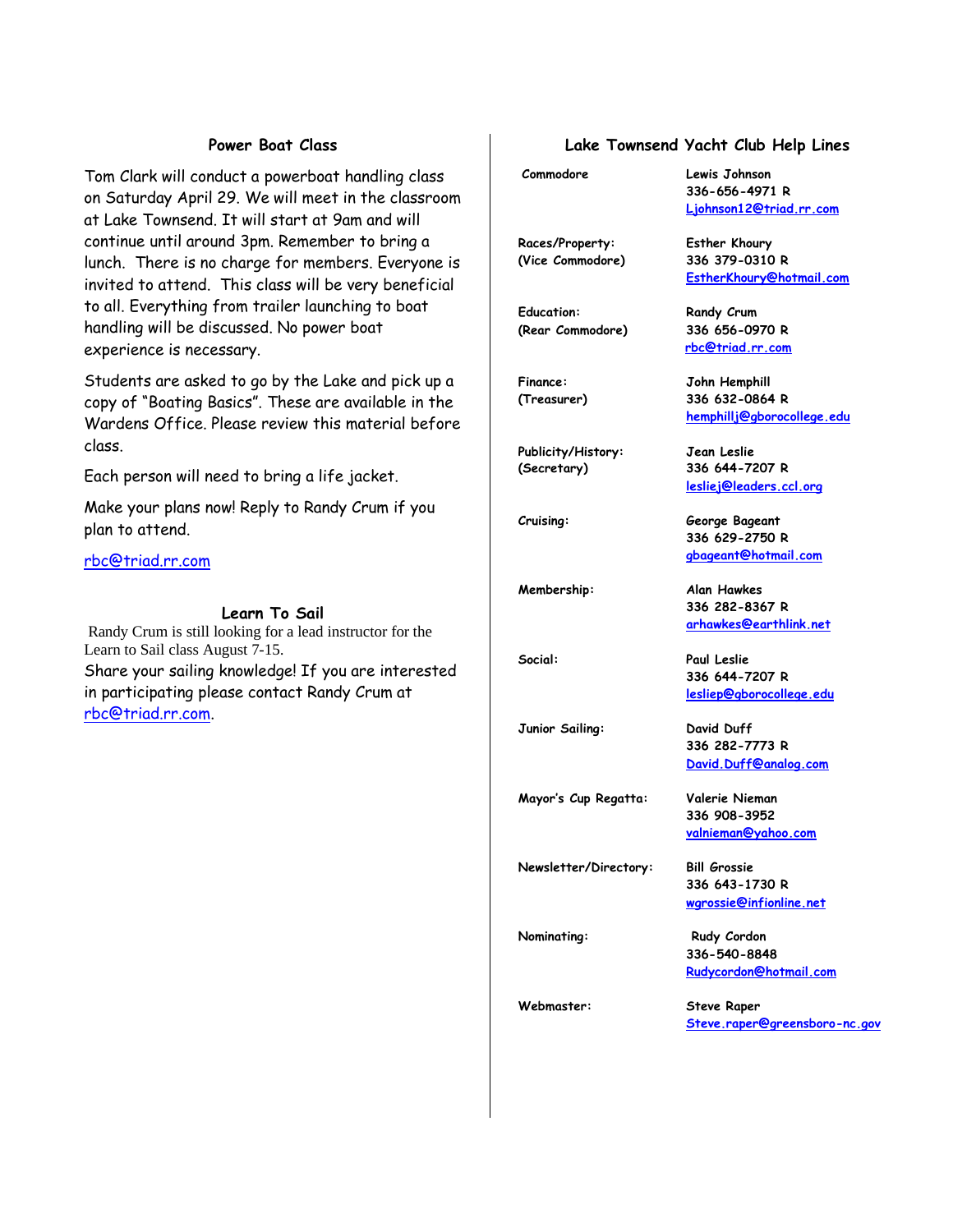## Power Boat Class

Tom Clark will conduct a powerboat handling class on Saturday April 29. We will meet in the classroom at Lake Townsend. It will start at 9am and will continue until around 3pm. Remember to bring a lunch. There is no charge for members. Everyone is invited to attend. This class will be very beneficial to all. Everything from trailer launching to boat handling will be discussed. No power boat experience is necessary.

Students are asked to go by the Lake and pick up a copy of "Boating Basics". These are available in the Wardens Office. Please review this material before class.

Each person will need to bring a life jacket.

Make your plans now! Reply to Randy Crum if you plan to attend.

rbc@triad.rr.com

## Learn To Sail

Randy Crum is still looking for a lead instructor for the Learn to Sail class August 7-15.

Share your sailing knowledge! If you are interested in participating please contact Randy Crum at rbc@triad.rr.com.

## Lake Townsend Yacht Club Help Lines

| Position | Contact |
|---|---|
| **Commodore** | **Lewis Johnson**<br>**336-656-4971 R**<br>**Ljohnson12@triad.rr.com** |
| **Races/Property: (Vice Commodore)** | **Esther Khoury**<br>**336 379-0310 R**<br>**EstherKhoury@hotmail.com** |
| **Education: (Rear Commodore)** | **Randy Crum**<br>**336 656-0970 R**<br>**rbc@triad.rr.com** |
| **Finance: (Treasurer)** | **John Hemphill**<br>**336 632-0864 R**<br>**hemphillj@gborocollege.edu** |
| **Publicity/History: (Secretary)** | **Jean Leslie**<br>**336 644-7207 R**<br>**lesliej@leaders.ccl.org** |
| **Cruising:** | **George Bageant**<br>**336 629-2750 R**<br>**gbageant@hotmail.com** |
| **Membership:** | **Alan Hawkes**<br>**336 282-8367 R**<br>**arhawkes@earthlink.net** |
| **Social:** | **Paul Leslie**<br>**336 644-7207 R**<br>**lesliep@gborocollege.edu** |
| **Junior Sailing:** | **David Duff**<br>**336 282-7773 R**<br>**David.Duff@analog.com** |
| **Mayor's Cup Regatta:** | **Valerie Nieman**<br>**336 908-3952**<br>**valnieman@yahoo.com** |
| **Newsletter/Directory:** | **Bill Grossie**<br>**336 643-1730 R**<br>**wgrossie@infionline.net** |
| **Nominating:** | **Rudy Cordon**<br>**336-540-8848**<br>**Rudycordon@hotmail.com** |
| **Webmaster:** | **Steve Raper**<br>**Steve.raper@greensboro-nc.gov** |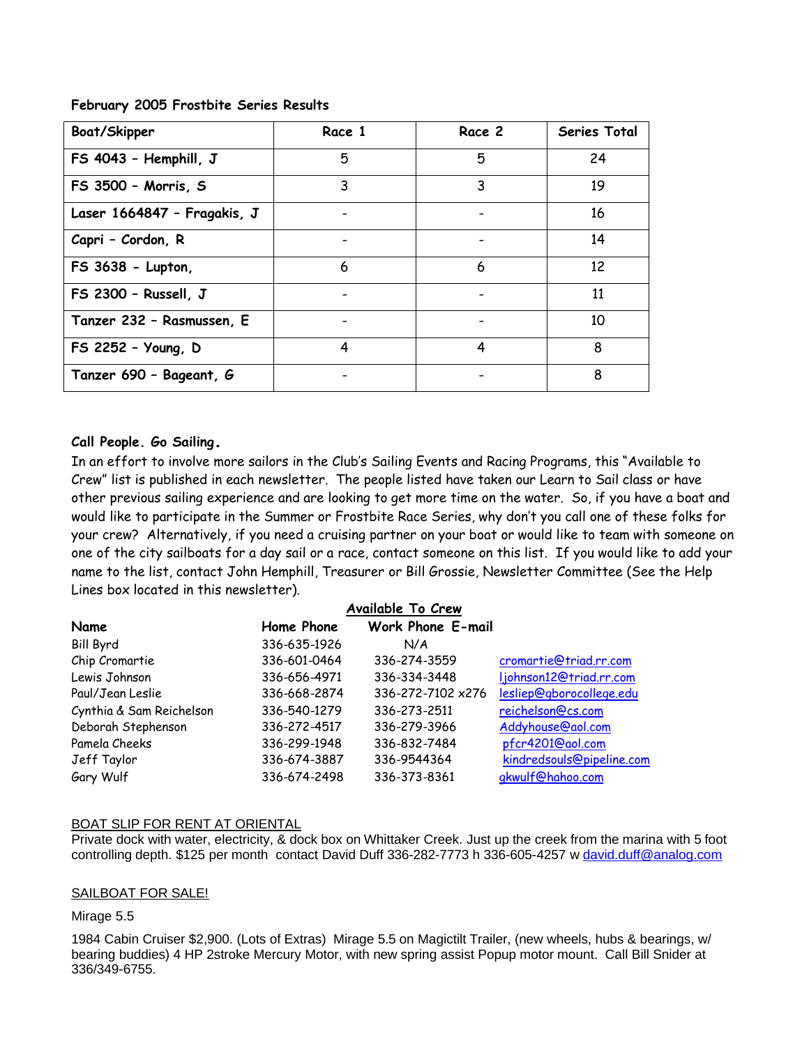**February 2005 Frostbite Series Results**

| Boat/Skipper | Race 1 | Race 2 | Series Total |
|---|---|---|---|
| FS 4043 – Hemphill, J | 5 | 5 | 24 |
| FS 3500 – Morris, S | 3 | 3 | 19 |
| Laser 1664847 – Fragakis, J | - | - | 16 |
| Capri – Cordon, R | - | - | 14 |
| FS 3638 - Lupton, | 6 | 6 | 12 |
| FS 2300 – Russell, J | - | - | 11 |
| Tanzer 232 – Rasmussen, E | - | - | 10 |
| FS 2252 – Young, D | 4 | 4 | 8 |
| Tanzer 690 – Bageant, G | - | - | 8 |

**Call People. Go Sailing.**

In an effort to involve more sailors in the Club's Sailing Events and Racing Programs, this "Available to Crew" list is published in each newsletter. The people listed have taken our Learn to Sail class or have other previous sailing experience and are looking to get more time on the water. So, if you have a boat and would like to participate in the Summer or Frostbite Race Series, why don't you call one of these folks for your crew? Alternatively, if you need a cruising partner on your boat or would like to team with someone on one of the city sailboats for a day sail or a race, contact someone on this list. If you would like to add your name to the list, contact John Hemphill, Treasurer or Bill Grossie, Newsletter Committee (See the Help Lines box located in this newsletter).

***Available To Crew***

| Name | Home Phone | Work Phone | E-mail |
|---|---|---|---|
| Bill Byrd | 336-635-1926 | N/A | |
| Chip Cromartie | 336-601-0464 | 336-274-3559 | cromartie@triad.rr.com |
| Lewis Johnson | 336-656-4971 | 336-334-3448 | ljohnson12@triad.rr.com |
| Paul/Jean Leslie | 336-668-2874 | 336-272-7102 x276 | lesliep@gborocollege.edu |
| Cynthia & Sam Reichelson | 336-540-1279 | 336-273-2511 | reichelson@cs.com |
| Deborah Stephenson | 336-272-4517 | 336-279-3966 | Addyhouse@aol.com |
| Pamela Cheeks | 336-299-1948 | 336-832-7484 | pfcr4201@aol.com |
| Jeff Taylor | 336-674-3887 | 336-9544364 | kindredsouls@pipeline.com |
| Gary Wulf | 336-674-2498 | 336-373-8361 | gkwulf@hahoo.com |

BOAT SLIP FOR RENT AT ORIENTAL

Private dock with water, electricity, & dock box on Whittaker Creek. Just up the creek from the marina with 5 foot controlling depth. $125 per month contact David Duff 336-282-7773 h 336-605-4257 w david.duff@analog.com

SAILBOAT FOR SALE!

Mirage 5.5

1984 Cabin Cruiser $2,900. (Lots of Extras) Mirage 5.5 on Magictilt Trailer, (new wheels, hubs & bearings, w/ bearing buddies) 4 HP 2stroke Mercury Motor, with new spring assist Popup motor mount. Call Bill Snider at 336/349-6755.